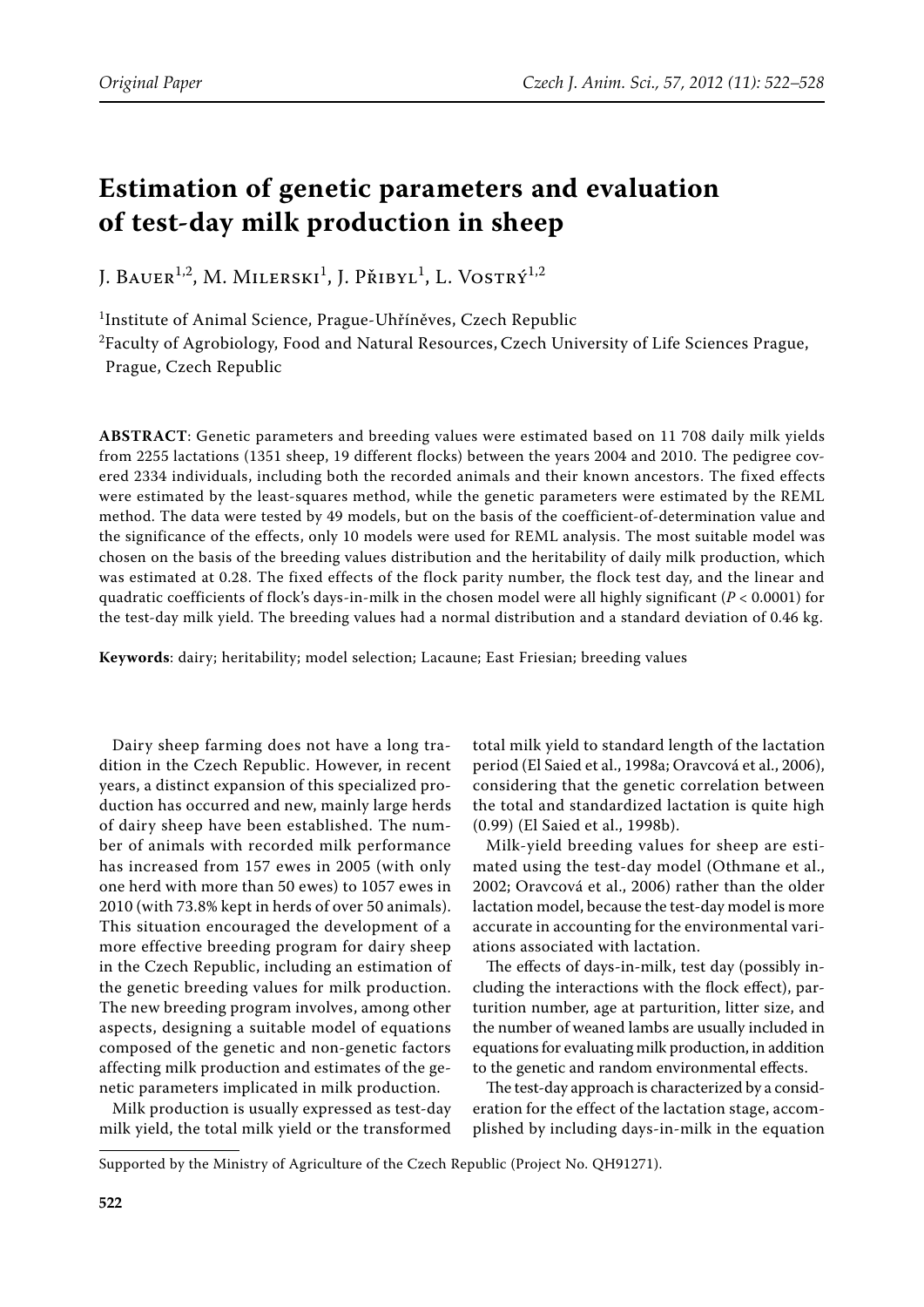Original Paper

# Estimation of genetic parameters and evaluation of test-day milk production in sheep

J. Bauer[1,2], M. Milerski[1], J. Přibyl[1], L. Vostrý[1,2]

[1]Institute of Animal Science, Prague-Uhříněves, Czech Republic

[2]Faculty of Agrobiology, Food and Natural Resources, Czech University of Life Sciences Prague, Prague, Czech Republic

**ABSTRACT**: Genetic parameters and breeding values were estimated based on 11 708 daily milk yields from 2255 lactations (1351 sheep, 19 different flocks) between the years 2004 and 2010. The pedigree covered 2334 individuals, including both the recorded animals and their known ancestors. The fixed effects were estimated by the least-squares method, while the genetic parameters were estimated by the REML method. The data were tested by 49 models, but on the basis of the coefficient-of-determination value and the significance of the effects, only 10 models were used for REML analysis. The most suitable model was chosen on the basis of the breeding values distribution and the heritability of daily milk production, which was estimated at 0.28. The fixed effects of the flock parity number, the flock test day, and the linear and quadratic coefficients of flock's days-in-milk in the chosen model were all highly significant ($P < 0.0001$) for the test-day milk yield. The breeding values had a normal distribution and a standard deviation of 0.46 kg.

**Keywords**: dairy; heritability; model selection; Lacaune; East Friesian; breeding values

Dairy sheep farming does not have a long tradition in the Czech Republic. However, in recent years, a distinct expansion of this specialized production has occurred and new, mainly large herds of dairy sheep have been established. The number of animals with recorded milk performance has increased from 157 ewes in 2005 (with only one herd with more than 50 ewes) to 1057 ewes in 2010 (with 73.8% kept in herds of over 50 animals). This situation encouraged the development of a more effective breeding program for dairy sheep in the Czech Republic, including an estimation of the genetic breeding values for milk production. The new breeding program involves, among other aspects, designing a suitable model of equations composed of the genetic and non-genetic factors affecting milk production and estimates of the genetic parameters implicated in milk production.

Milk production is usually expressed as test-day milk yield, the total milk yield or the transformed total milk yield to standard length of the lactation period (El Saied et al., 1998a; Oravcová et al., 2006), considering that the genetic correlation between the total and standardized lactation is quite high (0.99) (El Saied et al., 1998b).

Milk-yield breeding values for sheep are estimated using the test-day model (Othmane et al., 2002; Oravcová et al., 2006) rather than the older lactation model, because the test-day model is more accurate in accounting for the environmental variations associated with lactation.

The effects of days-in-milk, test day (possibly including the interactions with the flock effect), parturition number, age at parturition, litter size, and the number of weaned lambs are usually included in equations for evaluating milk production, in addition to the genetic and random environmental effects.

The test-day approach is characterized by a consideration for the effect of the lactation stage, accomplished by including days-in-milk in the equation

Supported by the Ministry of Agriculture of the Czech Republic (Project No. QH91271).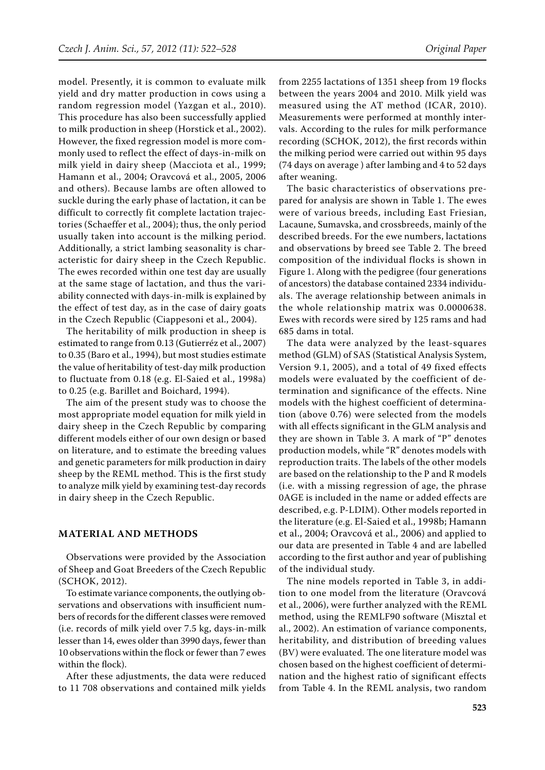model. Presently, it is common to evaluate milk yield and dry matter production in cows using a random regression model (Yazgan et al., 2010). This procedure has also been successfully applied to milk production in sheep (Horstick et al., 2002). However, the fixed regression model is more commonly used to reflect the effect of days-in-milk on milk yield in dairy sheep (Macciota et al., 1999; Hamann et al., 2004; Oravcová et al., 2005, 2006 and others). Because lambs are often allowed to suckle during the early phase of lactation, it can be difficult to correctly fit complete lactation trajectories (Schaeffer et al., 2004); thus, the only period usually taken into account is the milking period. Additionally, a strict lambing seasonality is characteristic for dairy sheep in the Czech Republic. The ewes recorded within one test day are usually at the same stage of lactation, and thus the variability connected with days-in-milk is explained by the effect of test day, as in the case of dairy goats in the Czech Republic (Ciappesoni et al., 2004).

The heritability of milk production in sheep is estimated to range from 0.13 (Gutierréz et al., 2007) to 0.35 (Baro et al., 1994), but most studies estimate the value of heritability of test-day milk production to fluctuate from 0.18 (e.g. El-Saied et al., 1998a) to 0.25 (e.g. Barillet and Boichard, 1994).

The aim of the present study was to choose the most appropriate model equation for milk yield in dairy sheep in the Czech Republic by comparing different models either of our own design or based on literature, and to estimate the breeding values and genetic parameters for milk production in dairy sheep by the REML method. This is the first study to analyze milk yield by examining test-day records in dairy sheep in the Czech Republic.

## MATERIAL AND METHODS

Observations were provided by the Association of Sheep and Goat Breeders of the Czech Republic (SCHOK, 2012).

To estimate variance components, the outlying observations and observations with insufficient numbers of records for the different classes were removed (i.e. records of milk yield over 7.5 kg, days-in-milk lesser than 14, ewes older than 3990 days, fewer than 10 observations within the flock or fewer than 7 ewes within the flock).

After these adjustments, the data were reduced to 11 708 observations and contained milk yields from 2255 lactations of 1351 sheep from 19 flocks between the years 2004 and 2010. Milk yield was measured using the AT method (ICAR, 2010). Measurements were performed at monthly intervals. According to the rules for milk performance recording (SCHOK, 2012), the first records within the milking period were carried out within 95 days (74 days on average ) after lambing and 4 to 52 days after weaning.

The basic characteristics of observations prepared for analysis are shown in Table 1. The ewes were of various breeds, including East Friesian, Lacaune, Sumavska, and crossbreeds, mainly of the described breeds. For the ewe numbers, lactations and observations by breed see Table 2. The breed composition of the individual flocks is shown in Figure 1. Along with the pedigree (four generations of ancestors) the database contained 2334 individuals. The average relationship between animals in the whole relationship matrix was 0.0000638. Ewes with records were sired by 125 rams and had 685 dams in total.

The data were analyzed by the least-squares method (GLM) of SAS (Statistical Analysis System, Version 9.1, 2005), and a total of 49 fixed effects models were evaluated by the coefficient of determination and significance of the effects. Nine models with the highest coefficient of determination (above 0.76) were selected from the models with all effects significant in the GLM analysis and they are shown in Table 3. A mark of "P" denotes production models, while "R" denotes models with reproduction traits. The labels of the other models are based on the relationship to the P and R models (i.e. with a missing regression of age, the phrase 0AGE is included in the name or added effects are described, e.g. P-LDIM). Other models reported in the literature (e.g. El-Saied et al., 1998b; Hamann et al., 2004; Oravcová et al., 2006) and applied to our data are presented in Table 4 and are labelled according to the first author and year of publishing of the individual study.

The nine models reported in Table 3, in addition to one model from the literature (Oravcová et al., 2006), were further analyzed with the REML method, using the REMLF90 software (Misztal et al., 2002). An estimation of variance components, heritability, and distribution of breeding values (BV) were evaluated. The one literature model was chosen based on the highest coefficient of determination and the highest ratio of significant effects from Table 4. In the REML analysis, two random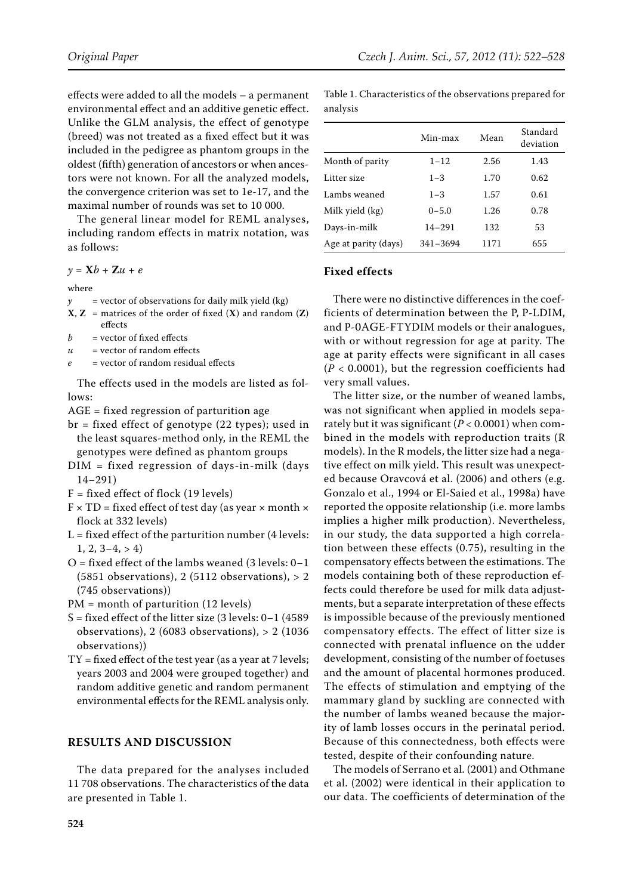effects were added to all the models – a permanent environmental effect and an additive genetic effect. Unlike the GLM analysis, the effect of genotype (breed) was not treated as a fixed effect but it was included in the pedigree as phantom groups in the oldest (fifth) generation of ancestors or when ancestors were not known. For all the analyzed models, the convergence criterion was set to 1e-17, and the maximal number of rounds was set to 10 000.

The general linear model for REML analyses, including random effects in matrix notation, was as follows:

$$y = \mathbf{X}b + \mathbf{Z}u + e$$

where

- $y$ = vector of observations for daily milk yield (kg)
- $\mathbf{X}$, $\mathbf{Z}$ = matrices of the order of fixed ($\mathbf{X}$) and random ($\mathbf{Z}$) effects
- $b$ = vector of fixed effects
- $u$ = vector of random effects
- $e$ = vector of random residual effects

The effects used in the models are listed as follows:

- AGE = fixed regression of parturition age
- br = fixed effect of genotype (22 types); used in the least squares-method only, in the REML the genotypes were defined as phantom groups
- DIM = fixed regression of days-in-milk (days 14–291)
- F = fixed effect of flock (19 levels)
- F × TD = fixed effect of test day (as year × month × flock at 332 levels)
- L = fixed effect of the parturition number (4 levels: 1, 2, 3–4, > 4)
- O = fixed effect of the lambs weaned (3 levels: 0–1 (5851 observations), 2 (5112 observations), > 2 (745 observations))
- PM = month of parturition (12 levels)
- S = fixed effect of the litter size (3 levels: 0–1 (4589 observations), 2 (6083 observations), > 2 (1036 observations))
- TY = fixed effect of the test year (as a year at 7 levels; years 2003 and 2004 were grouped together) and random additive genetic and random permanent environmental effects for the REML analysis only.

## RESULTS AND DISCUSSION

The data prepared for the analyses included 11 708 observations. The characteristics of the data are presented in Table 1.

Table 1. Characteristics of the observations prepared for analysis

| | Min-max | Mean | Standard deviation |
|---|---|---|---|
| Month of parity | 1–12 | 2.56 | 1.43 |
| Litter size | 1–3 | 1.70 | 0.62 |
| Lambs weaned | 1–3 | 1.57 | 0.61 |
| Milk yield (kg) | 0–5.0 | 1.26 | 0.78 |
| Days-in-milk | 14–291 | 132 | 53 |
| Age at parity (days) | 341–3694 | 1171 | 655 |

### Fixed effects

There were no distinctive differences in the coefficients of determination between the P, P-LDIM, and P-0AGE-FTYDIM models or their analogues, with or without regression for age at parity. The age at parity effects were significant in all cases ($P < 0.0001$), but the regression coefficients had very small values.

The litter size, or the number of weaned lambs, was not significant when applied in models separately but it was significant ($P < 0.0001$) when combined in the models with reproduction traits (R models). In the R models, the litter size had a negative effect on milk yield. This result was unexpected because Oravcová et al. (2006) and others (e.g. Gonzalo et al., 1994 or El-Saied et al., 1998a) have reported the opposite relationship (i.e. more lambs implies a higher milk production). Nevertheless, in our study, the data supported a high correlation between these effects (0.75), resulting in the compensatory effects between the estimations. The models containing both of these reproduction effects could therefore be used for milk data adjustments, but a separate interpretation of these effects is impossible because of the previously mentioned compensatory effects. The effect of litter size is connected with prenatal influence on the udder development, consisting of the number of foetuses and the amount of placental hormones produced. The effects of stimulation and emptying of the mammary gland by suckling are connected with the number of lambs weaned because the majority of lamb losses occurs in the perinatal period. Because of this connectedness, both effects were tested, despite of their confounding nature.

The models of Serrano et al. (2001) and Othmane et al. (2002) were identical in their application to our data. The coefficients of determination of the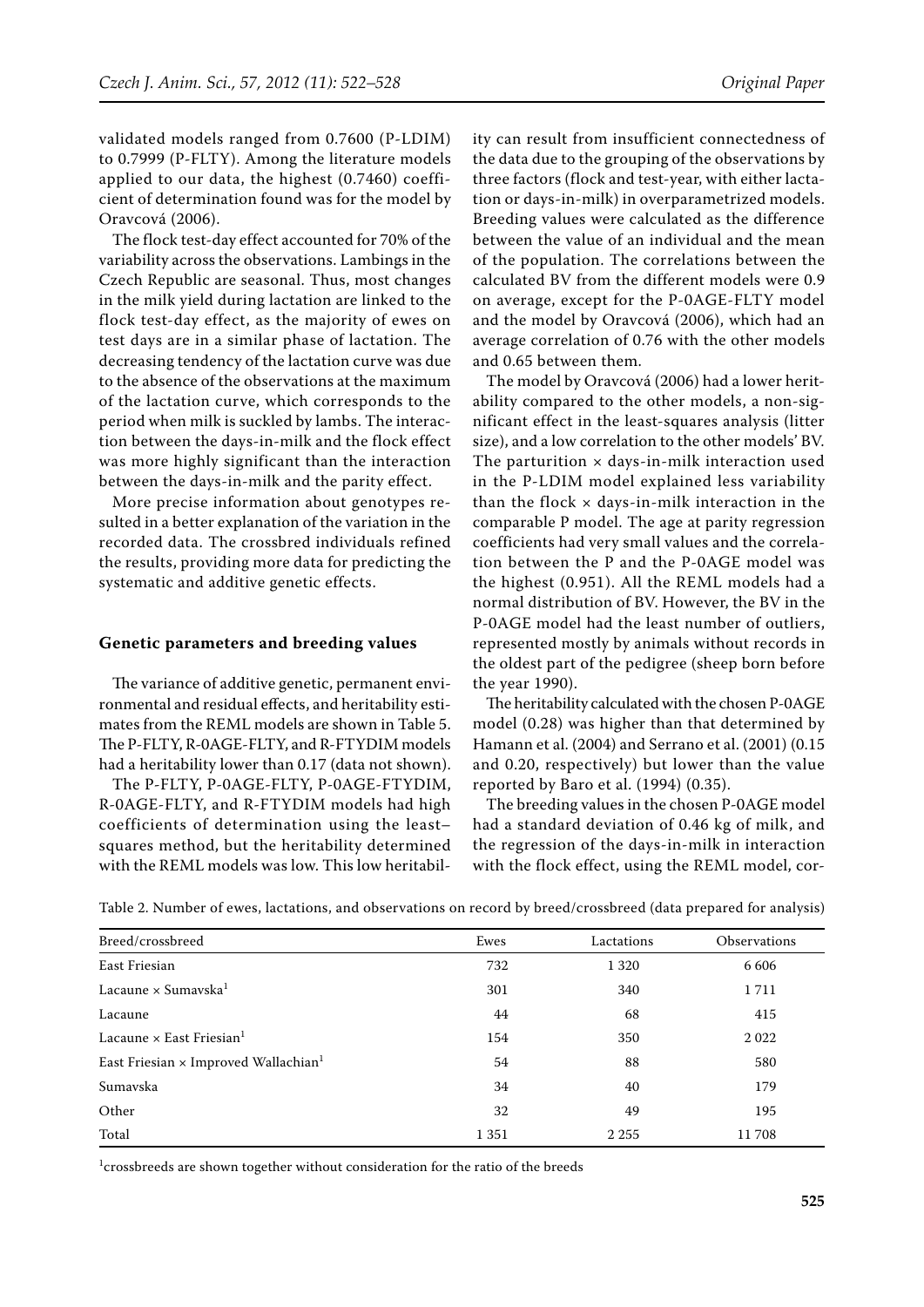validated models ranged from 0.7600 (P-LDIM) to 0.7999 (P-FLTY). Among the literature models applied to our data, the highest (0.7460) coefficient of determination found was for the model by Oravcová (2006).

The flock test-day effect accounted for 70% of the variability across the observations. Lambings in the Czech Republic are seasonal. Thus, most changes in the milk yield during lactation are linked to the flock test-day effect, as the majority of ewes on test days are in a similar phase of lactation. The decreasing tendency of the lactation curve was due to the absence of the observations at the maximum of the lactation curve, which corresponds to the period when milk is suckled by lambs. The interaction between the days-in-milk and the flock effect was more highly significant than the interaction between the days-in-milk and the parity effect.

More precise information about genotypes resulted in a better explanation of the variation in the recorded data. The crossbred individuals refined the results, providing more data for predicting the systematic and additive genetic effects.

### Genetic parameters and breeding values

The variance of additive genetic, permanent environmental and residual effects, and heritability estimates from the REML models are shown in Table 5. The P-FLTY, R-0AGE-FLTY, and R-FTYDIM models had a heritability lower than 0.17 (data not shown).

The P-FLTY, P-0AGE-FLTY, P-0AGE-FTYDIM, R-0AGE-FLTY, and R-FTYDIM models had high coefficients of determination using the least–squares method, but the heritability determined with the REML models was low. This low heritability can result from insufficient connectedness of the data due to the grouping of the observations by three factors (flock and test-year, with either lactation or days-in-milk) in overparametrized models. Breeding values were calculated as the difference between the value of an individual and the mean of the population. The correlations between the calculated BV from the different models were 0.9 on average, except for the P-0AGE-FLTY model and the model by Oravcová (2006), which had an average correlation of 0.76 with the other models and 0.65 between them.

The model by Oravcová (2006) had a lower heritability compared to the other models, a non-significant effect in the least-squares analysis (litter size), and a low correlation to the other models' BV. The parturition × days-in-milk interaction used in the P-LDIM model explained less variability than the flock × days-in-milk interaction in the comparable P model. The age at parity regression coefficients had very small values and the correlation between the P and the P-0AGE model was the highest (0.951). All the REML models had a normal distribution of BV. However, the BV in the P-0AGE model had the least number of outliers, represented mostly by animals without records in the oldest part of the pedigree (sheep born before the year 1990).

The heritability calculated with the chosen P-0AGE model (0.28) was higher than that determined by Hamann et al. (2004) and Serrano et al. (2001) (0.15 and 0.20, respectively) but lower than the value reported by Baro et al. (1994) (0.35).

The breeding values in the chosen P-0AGE model had a standard deviation of 0.46 kg of milk, and the regression of the days-in-milk in interaction with the flock effect, using the REML model, cor-

Table 2. Number of ewes, lactations, and observations on record by breed/crossbreed (data prepared for analysis)

| Breed/crossbreed | Ewes | Lactations | Observations |
|---|---|---|---|
| East Friesian | 732 | 1 320 | 6 606 |
| Lacaune × Sumavska[1] | 301 | 340 | 1 711 |
| Lacaune | 44 | 68 | 415 |
| Lacaune × East Friesian[1] | 154 | 350 | 2 022 |
| East Friesian × Improved Wallachian[1] | 54 | 88 | 580 |
| Sumavska | 34 | 40 | 179 |
| Other | 32 | 49 | 195 |
| Total | 1 351 | 2 255 | 11 708 |

[1]crossbreeds are shown together without consideration for the ratio of the breeds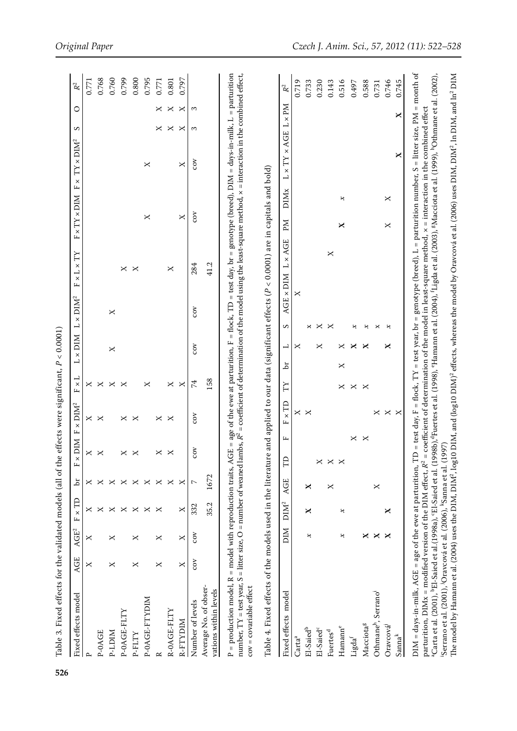Table 3. Fixed effects for the validated models (all of the effects were significant, $P < 0.0001$)

| Fixed effects model | AGE | AGE$^2$ | F × TD | br | F × DIM | F × DIM$^2$ | F × L | L × DIM | L × DIM$^2$ | F × L × TY | F × TY × DIM | F × TY × DIM$^2$ | S | O | $R^2$ |
|---|---|---|---|---|---|---|---|---|---|---|---|---|---|---|---|
| P | × | × | × | × | × | × | × | | | | | | | | 0.771 |
| P-0AGE | | | × | × | × | × | × | | | | | | | | 0.768 |
| P-LDIM | × | × | × | × | | | × | × | × | | | | | | 0.760 |
| P-0AGE-FLTY | | | × | × | × | × | × | | | × | | | | | 0.799 |
| P-FLTY | × | × | × | × | × | × | | | | × | | | | | 0.800 |
| P-0AGE-FTYDIM | | | × | × | | | × | | | | × | × | | | 0.795 |
| R | × | × | × | × | × | × | | | | | | | × | × | 0.771 |
| R-0AGE-FLTY | | | | × | × | × | × | | | × | | | × | × | 0.801 |
| R-FTYDIM | × | × | × | × | | | × | | | | × | × | × | × | 0.797 |
| Number of levels | cov | cov | 332 | 7 | cov | cov | 74 | cov | cov | 284 | cov | cov | 3 | 3 | |
| Average No. of observations within levels | | | 35.2 | 1672 | | | 158 | | | 41.2 | | | | | |

P = production model, R = model with reproduction traits, AGE = age of the ewe at parturition, F = flock, TD = test day, br = genotype (breed), DIM = days-in-milk, L = parturition number, TY = test year, S = litter size, O = number of weaned lambs, $R^2$ = coefficient of determination of the model using the least-square method, × = interaction in the combined effect, cov = covariable effect

Table 4. Fixed effects of the models used in the literature and applied to our data (significant effects ($P < 0.0001$) are in capitals and bold)

| Fixed effects model | DIM | DIM$^2$ | AGE | TD | F | F × TD | TY | br | L | S | AGE × DIM | L × AGE | PM | DIMx | L × TY × AGE | L × PM | $R^2$ |
|---|---|---|---|---|---|---|---|---|---|---|---|---|---|---|---|---|---|
| Carta[a] | | | | | | × | | | × | | × | | | | | | 0.719 |
| El-Saied[b] | *x* | **X** | **X** | | | × | | | | × | | | | | | | 0.733 |
| El-Saied[c] | | | | × | | | | | × | × | | | | | | | 0.230 |
| Fuertes[d] | | | × | × | | | | | × | × | | × | | | | | 0.143 |
| Hamann[e] | *x* | *x* | | × | | | × | × | × | | | | | | | | 0.516 |
| Ligda[f] | | | | | × | | × | | **X** | *x* | | | **X** | *x* | | | 0.497 |
| Macciota[g] | **X** | | | | × | | × | | **X** | *x* | | | | | | | 0.588 |
| Othmane[h], Serrano[i] | **X** | | × | | | × | | | | × | | | | | | | 0.731 |
| Oravcová[j] | **X** | **X** | | | | × | | | **X** | *x* | | | × | × | | | 0.746 |
| Sanna[k] | | | | | | × | | | | | | | | | **X** | **X** | 0.745 |

DIM = days-in-milk, AGE = age of the ewe at parturition, TD = test day, F = flock, TY = test year, br = genotype (breed), L = parturition number, S = litter size, PM = month of parturition, DIMx = modified version of the DIM effect, $R^2$ = coefficient of determination of the model in least-square method, × = interaction in the combined effect

[a]Carta et al. (2001), [b]El-Saied et al.(1998a), [c]El-Saied et al. (1998b), [d]Fuertes et al. (1998), [e]Hamann et al. (2004), [f]Ligda et al. (2003), [g]Macciota et al. (1999), [h]Othmane et al. (2002), [i]Serrano et al. (2001), [j]Oravcová et al. (2006), [k]Sanna et al. (1997)

The model by Hamann et al. (2004) uses the DIM, DIM$^2$, log10 DIM, and (log10 DIM)$^2$ effects, whereas the model by Oravcová et al. (2006) uses DIM, DIM$^2$, ln DIM, and ln$^2$ DIM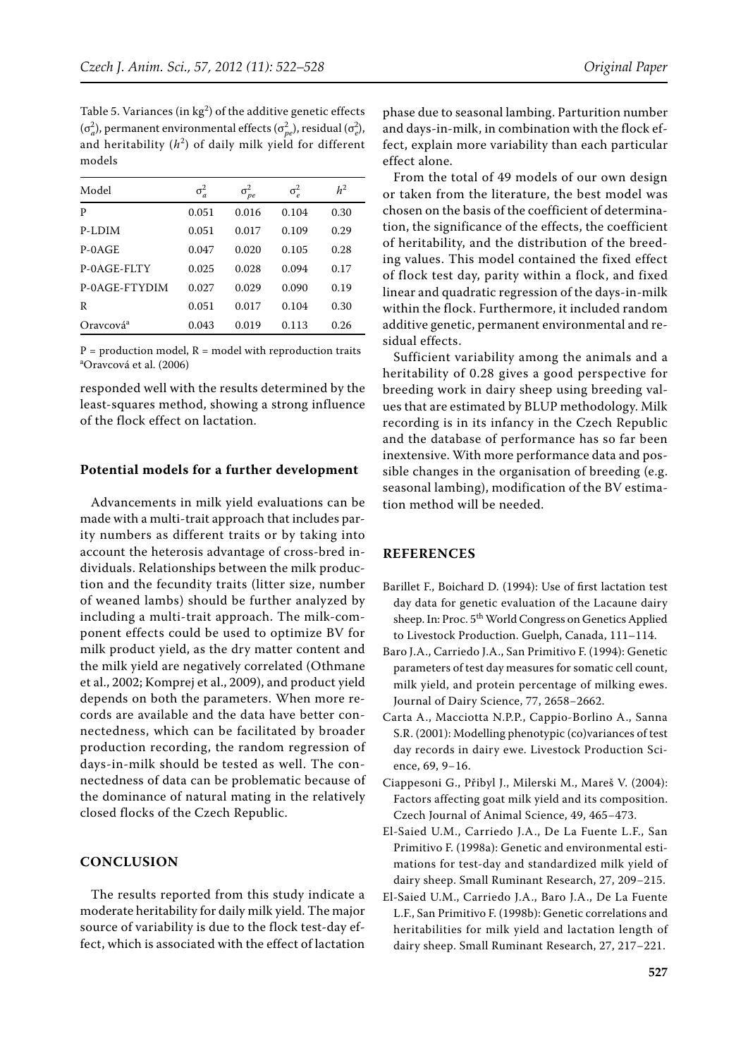Table 5. Variances (in kg$^2$) of the additive genetic effects ($\sigma_a^2$), permanent environmental effects ($\sigma_{pe}^2$), residual ($\sigma_e^2$), and heritability ($h^2$) of daily milk yield for different models

| Model | $\sigma_a^2$ | $\sigma_{pe}^2$ | $\sigma_e^2$ | $h^2$ |
|---|---|---|---|---|
| P | 0.051 | 0.016 | 0.104 | 0.30 |
| P-LDIM | 0.051 | 0.017 | 0.109 | 0.29 |
| P-0AGE | 0.047 | 0.020 | 0.105 | 0.28 |
| P-0AGE-FLTY | 0.025 | 0.028 | 0.094 | 0.17 |
| P-0AGE-FTYDIM | 0.027 | 0.029 | 0.090 | 0.19 |
| R | 0.051 | 0.017 | 0.104 | 0.30 |
| Oravcová[a] | 0.043 | 0.019 | 0.113 | 0.26 |

P = production model, R = model with reproduction traits
[a]Oravcová et al. (2006)

responded well with the results determined by the least-squares method, showing a strong influence of the flock effect on lactation.

## Potential models for a further development

Advancements in milk yield evaluations can be made with a multi-trait approach that includes parity numbers as different traits or by taking into account the heterosis advantage of cross-bred individuals. Relationships between the milk production and the fecundity traits (litter size, number of weaned lambs) should be further analyzed by including a multi-trait approach. The milk-component effects could be used to optimize BV for milk product yield, as the dry matter content and the milk yield are negatively correlated (Othmane et al., 2002; Komprej et al., 2009), and product yield depends on both the parameters. When more records are available and the data have better connectedness, which can be facilitated by broader production recording, the random regression of days-in-milk should be tested as well. The connectedness of data can be problematic because of the dominance of natural mating in the relatively closed flocks of the Czech Republic.

## CONCLUSION

The results reported from this study indicate a moderate heritability for daily milk yield. The major source of variability is due to the flock test-day effect, which is associated with the effect of lactation phase due to seasonal lambing. Parturition number and days-in-milk, in combination with the flock effect, explain more variability than each particular effect alone.

From the total of 49 models of our own design or taken from the literature, the best model was chosen on the basis of the coefficient of determination, the significance of the effects, the coefficient of heritability, and the distribution of the breeding values. This model contained the fixed effect of flock test day, parity within a flock, and fixed linear and quadratic regression of the days-in-milk within the flock. Furthermore, it included random additive genetic, permanent environmental and residual effects.

Sufficient variability among the animals and a heritability of 0.28 gives a good perspective for breeding work in dairy sheep using breeding values that are estimated by BLUP methodology. Milk recording is in its infancy in the Czech Republic and the database of performance has so far been inextensive. With more performance data and possible changes in the organisation of breeding (e.g. seasonal lambing), modification of the BV estimation method will be needed.

## REFERENCES

Barillet F., Boichard D. (1994): Use of first lactation test day data for genetic evaluation of the Lacaune dairy sheep. In: Proc. 5th World Congress on Genetics Applied to Livestock Production. Guelph, Canada, 111–114.

Baro J.A., Carriedo J.A., San Primitivo F. (1994): Genetic parameters of test day measures for somatic cell count, milk yield, and protein percentage of milking ewes. Journal of Dairy Science, 77, 2658–2662.

Carta A., Macciotta N.P.P., Cappio-Borlino A., Sanna S.R. (2001): Modelling phenotypic (co)variances of test day records in dairy ewe. Livestock Production Science, 69, 9–16.

Ciappesoni G., Přibyl J., Milerski M., Mareš V. (2004): Factors affecting goat milk yield and its composition. Czech Journal of Animal Science, 49, 465–473.

El-Saied U.M., Carriedo J.A., De La Fuente L.F., San Primitivo F. (1998a): Genetic and environmental estimations for test-day and standardized milk yield of dairy sheep. Small Ruminant Research, 27, 209–215.

El-Saied U.M., Carriedo J.A., Baro J.A., De La Fuente L.F., San Primitivo F. (1998b): Genetic correlations and heritabilities for milk yield and lactation length of dairy sheep. Small Ruminant Research, 27, 217–221.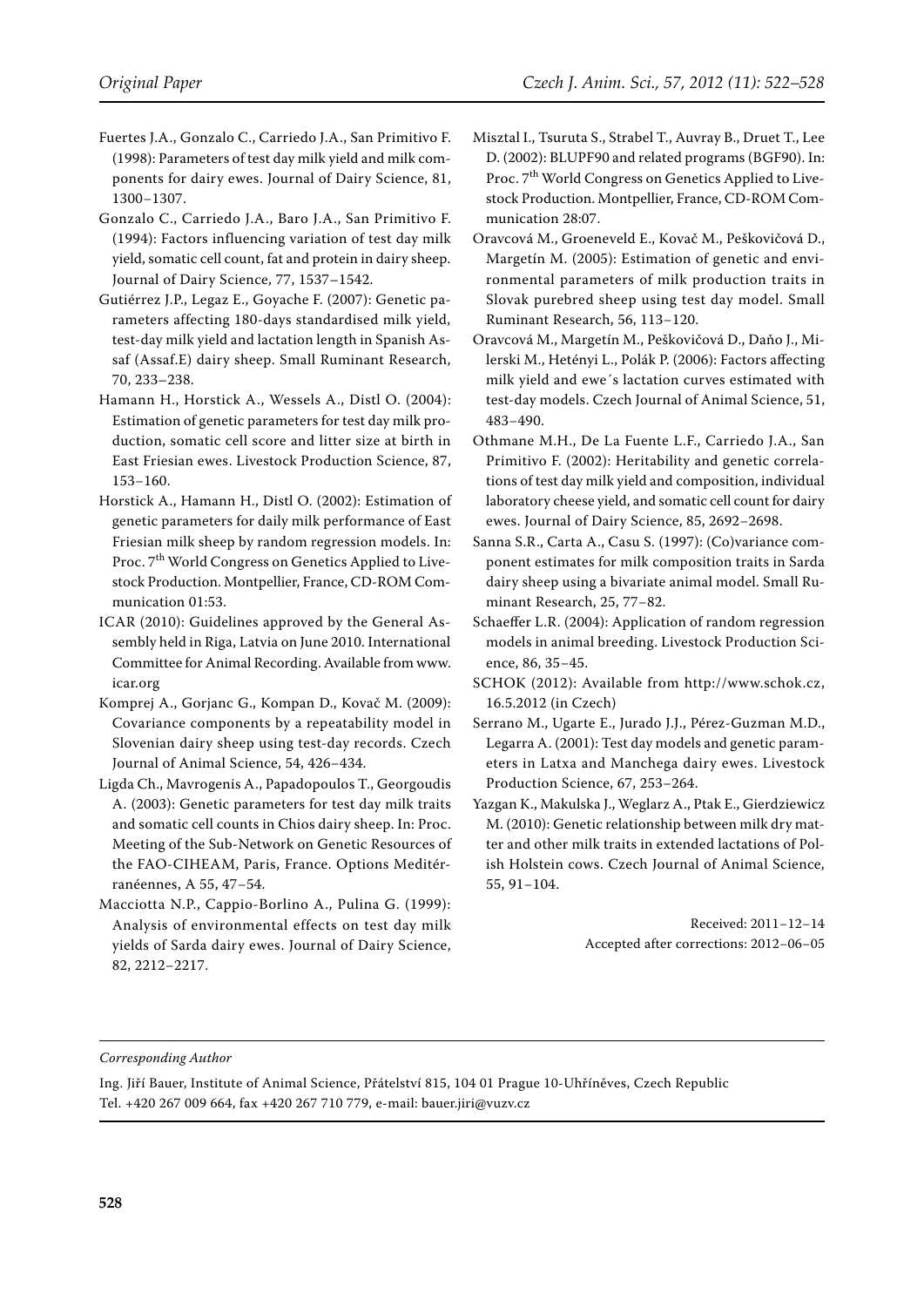Fuertes J.A., Gonzalo C., Carriedo J.A., San Primitivo F. (1998): Parameters of test day milk yield and milk components for dairy ewes. Journal of Dairy Science, 81, 1300–1307.

Gonzalo C., Carriedo J.A., Baro J.A., San Primitivo F. (1994): Factors influencing variation of test day milk yield, somatic cell count, fat and protein in dairy sheep. Journal of Dairy Science, 77, 1537–1542.

Gutiérrez J.P., Legaz E., Goyache F. (2007): Genetic parameters affecting 180-days standardised milk yield, test-day milk yield and lactation length in Spanish Assaf (Assaf.E) dairy sheep. Small Ruminant Research, 70, 233–238.

Hamann H., Horstick A., Wessels A., Distl O. (2004): Estimation of genetic parameters for test day milk production, somatic cell score and litter size at birth in East Friesian ewes. Livestock Production Science, 87, 153–160.

Horstick A., Hamann H., Distl O. (2002): Estimation of genetic parameters for daily milk performance of East Friesian milk sheep by random regression models. In: Proc. 7th World Congress on Genetics Applied to Livestock Production. Montpellier, France, CD-ROM Communication 01:53.

ICAR (2010): Guidelines approved by the General Assembly held in Riga, Latvia on June 2010. International Committee for Animal Recording. Available from www.icar.org

Komprej A., Gorjanc G., Kompan D., Kovač M. (2009): Covariance components by a repeatability model in Slovenian dairy sheep using test-day records. Czech Journal of Animal Science, 54, 426–434.

Ligda Ch., Mavrogenis A., Papadopoulos T., Georgoudis A. (2003): Genetic parameters for test day milk traits and somatic cell counts in Chios dairy sheep. In: Proc. Meeting of the Sub-Network on Genetic Resources of the FAO-CIHEAM, Paris, France. Options Meditérranéennes, A 55, 47–54.

Macciotta N.P., Cappio-Borlino A., Pulina G. (1999): Analysis of environmental effects on test day milk yields of Sarda dairy ewes. Journal of Dairy Science, 82, 2212–2217.

Misztal I., Tsuruta S., Strabel T., Auvray B., Druet T., Lee D. (2002): BLUPF90 and related programs (BGF90). In: Proc. 7th World Congress on Genetics Applied to Livestock Production. Montpellier, France, CD-ROM Communication 28:07.

Oravcová M., Groeneveld E., Kovač M., Peškovičová D., Margetín M. (2005): Estimation of genetic and environmental parameters of milk production traits in Slovak purebred sheep using test day model. Small Ruminant Research, 56, 113–120.

Oravcová M., Margetín M., Peškovičová D., Daňo J., Milerski M., Hetényi L., Polák P. (2006): Factors affecting milk yield and ewe´s lactation curves estimated with test-day models. Czech Journal of Animal Science, 51, 483–490.

Othmane M.H., De La Fuente L.F., Carriedo J.A., San Primitivo F. (2002): Heritability and genetic correlations of test day milk yield and composition, individual laboratory cheese yield, and somatic cell count for dairy ewes. Journal of Dairy Science, 85, 2692–2698.

Sanna S.R., Carta A., Casu S. (1997): (Co)variance component estimates for milk composition traits in Sarda dairy sheep using a bivariate animal model. Small Ruminant Research, 25, 77–82.

Schaeffer L.R. (2004): Application of random regression models in animal breeding. Livestock Production Science, 86, 35–45.

SCHOK (2012): Available from http://www.schok.cz, 16.5.2012 (in Czech)

Serrano M., Ugarte E., Jurado J.J., Pérez-Guzman M.D., Legarra A. (2001): Test day models and genetic parameters in Latxa and Manchega dairy ewes. Livestock Production Science, 67, 253–264.

Yazgan K., Makulska J., Weglarz A., Ptak E., Gierdziewicz M. (2010): Genetic relationship between milk dry matter and other milk traits in extended lactations of Polish Holstein cows. Czech Journal of Animal Science, 55, 91–104.

Received: 2011–12–14
Accepted after corrections: 2012–06–05

*Corresponding Author*

Ing. Jiří Bauer, Institute of Animal Science, Přátelství 815, 104 01 Prague 10-Uhříněves, Czech Republic
Tel. +420 267 009 664, fax +420 267 710 779, e-mail: bauer.jiri@vuzv.cz